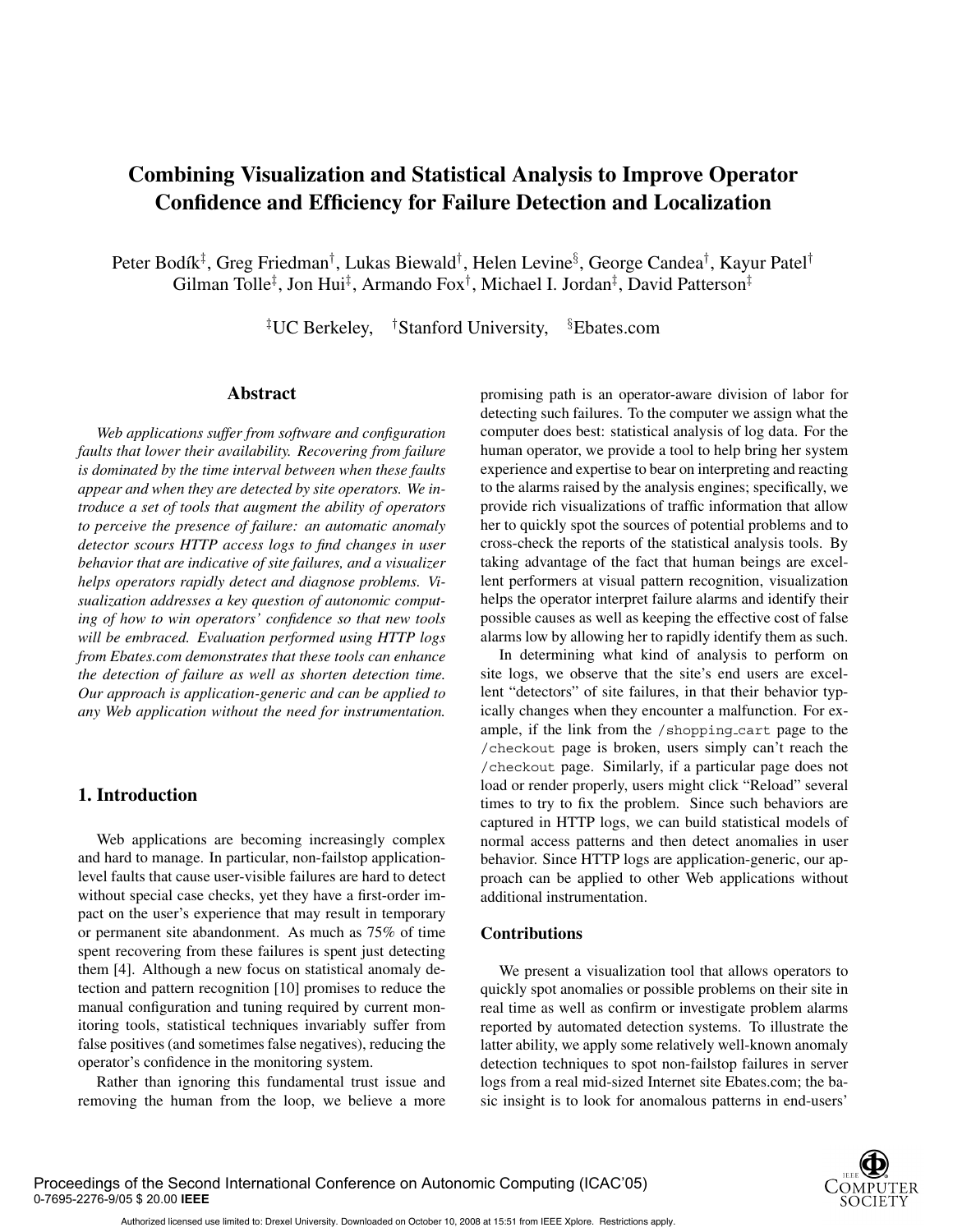# Combining Visualization and Statistical Analysis to Improve Operator Confidence and Efficiency for Failure Detection and Localization

Peter Bodík[‡], Greg Friedman[†], Lukas Biewald[†], Helen Levine[§], George Candea[†], Kayur Patel[†]
Gilman Tolle[‡], Jon Hui[‡], Armando Fox[†], Michael I. Jordan[‡], David Patterson[‡]

[‡]UC Berkeley, [†]Stanford University, [§]Ebates.com

## Abstract

*Web applications suffer from software and configuration faults that lower their availability. Recovering from failure is dominated by the time interval between when these faults appear and when they are detected by site operators. We introduce a set of tools that augment the ability of operators to perceive the presence of failure: an automatic anomaly detector scours HTTP access logs to find changes in user behavior that are indicative of site failures, and a visualizer helps operators rapidly detect and diagnose problems. Visualization addresses a key question of autonomic computing of how to win operators' confidence so that new tools will be embraced. Evaluation performed using HTTP logs from Ebates.com demonstrates that these tools can enhance the detection of failure as well as shorten detection time. Our approach is application-generic and can be applied to any Web application without the need for instrumentation.*

## 1. Introduction

Web applications are becoming increasingly complex and hard to manage. In particular, non-failstop application-level faults that cause user-visible failures are hard to detect without special case checks, yet they have a first-order impact on the user's experience that may result in temporary or permanent site abandonment. As much as 75% of time spent recovering from these failures is spent just detecting them [4]. Although a new focus on statistical anomaly detection and pattern recognition [10] promises to reduce the manual configuration and tuning required by current monitoring tools, statistical techniques invariably suffer from false positives (and sometimes false negatives), reducing the operator's confidence in the monitoring system.

Rather than ignoring this fundamental trust issue and removing the human from the loop, we believe a more promising path is an operator-aware division of labor for detecting such failures. To the computer we assign what the computer does best: statistical analysis of log data. For the human operator, we provide a tool to help bring her system experience and expertise to bear on interpreting and reacting to the alarms raised by the analysis engines; specifically, we provide rich visualizations of traffic information that allow her to quickly spot the sources of potential problems and to cross-check the reports of the statistical analysis tools. By taking advantage of the fact that human beings are excellent performers at visual pattern recognition, visualization helps the operator interpret failure alarms and identify their possible causes as well as keeping the effective cost of false alarms low by allowing her to rapidly identify them as such.

In determining what kind of analysis to perform on site logs, we observe that the site's end users are excellent "detectors" of site failures, in that their behavior typically changes when they encounter a malfunction. For example, if the link from the `/shopping_cart` page to the `/checkout` page is broken, users simply can't reach the `/checkout` page. Similarly, if a particular page does not load or render properly, users might click "Reload" several times to try to fix the problem. Since such behaviors are captured in HTTP logs, we can build statistical models of normal access patterns and then detect anomalies in user behavior. Since HTTP logs are application-generic, our approach can be applied to other Web applications without additional instrumentation.

### Contributions

We present a visualization tool that allows operators to quickly spot anomalies or possible problems on their site in real time as well as confirm or investigate problem alarms reported by automated detection systems. To illustrate the latter ability, we apply some relatively well-known anomaly detection techniques to spot non-failstop failures in server logs from a real mid-sized Internet site Ebates.com; the basic insight is to look for anomalous patterns in end-users'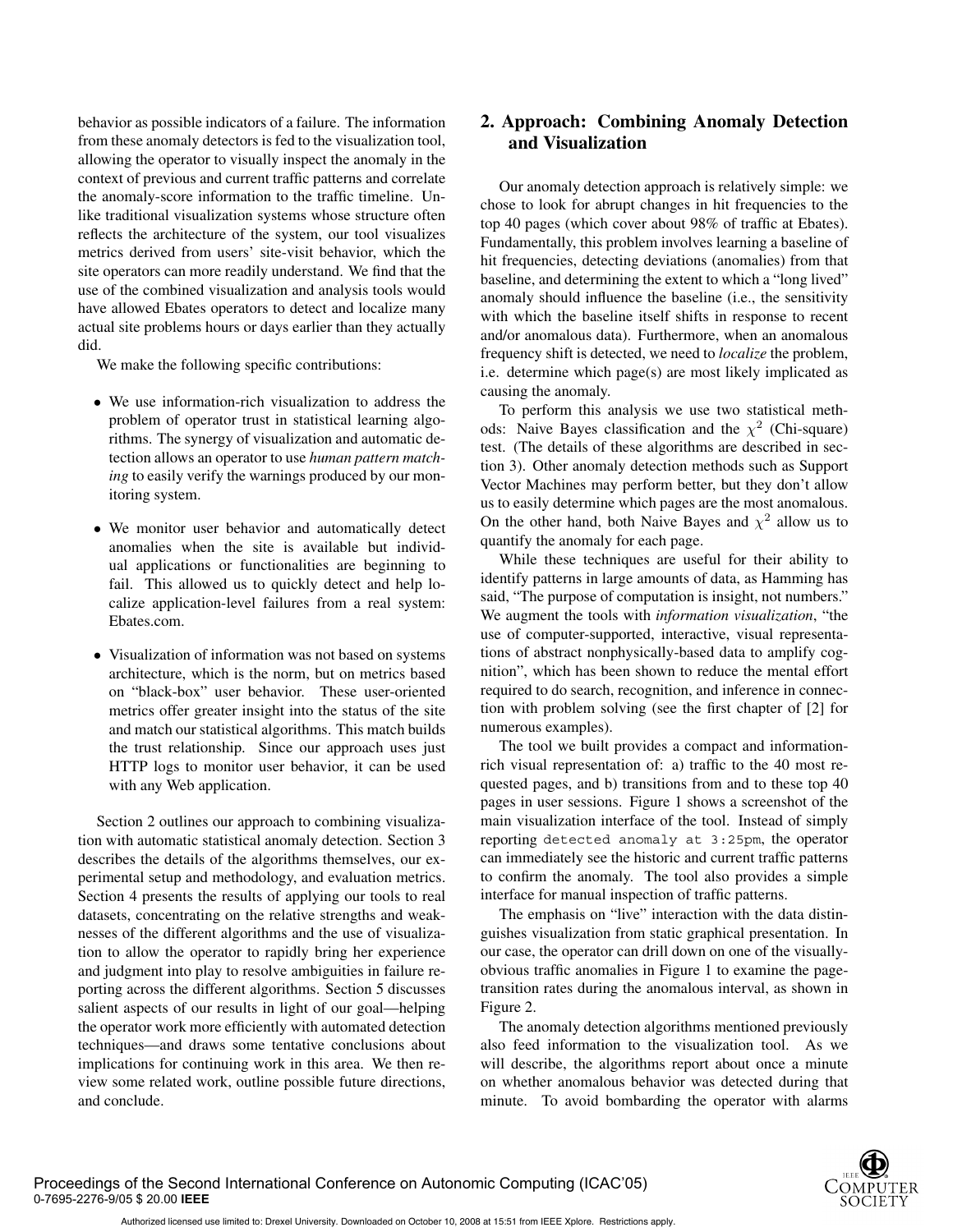behavior as possible indicators of a failure. The information from these anomaly detectors is fed to the visualization tool, allowing the operator to visually inspect the anomaly in the context of previous and current traffic patterns and correlate the anomaly-score information to the traffic timeline. Unlike traditional visualization systems whose structure often reflects the architecture of the system, our tool visualizes metrics derived from users' site-visit behavior, which the site operators can more readily understand. We find that the use of the combined visualization and analysis tools would have allowed Ebates operators to detect and localize many actual site problems hours or days earlier than they actually did.

We make the following specific contributions:

- We use information-rich visualization to address the problem of operator trust in statistical learning algorithms. The synergy of visualization and automatic detection allows an operator to use *human pattern matching* to easily verify the warnings produced by our monitoring system.
- We monitor user behavior and automatically detect anomalies when the site is available but individual applications or functionalities are beginning to fail. This allowed us to quickly detect and help localize application-level failures from a real system: Ebates.com.
- Visualization of information was not based on systems architecture, which is the norm, but on metrics based on "black-box" user behavior. These user-oriented metrics offer greater insight into the status of the site and match our statistical algorithms. This match builds the trust relationship. Since our approach uses just HTTP logs to monitor user behavior, it can be used with any Web application.

Section 2 outlines our approach to combining visualization with automatic statistical anomaly detection. Section 3 describes the details of the algorithms themselves, our experimental setup and methodology, and evaluation metrics. Section 4 presents the results of applying our tools to real datasets, concentrating on the relative strengths and weaknesses of the different algorithms and the use of visualization to allow the operator to rapidly bring her experience and judgment into play to resolve ambiguities in failure reporting across the different algorithms. Section 5 discusses salient aspects of our results in light of our goal—helping the operator work more efficiently with automated detection techniques—and draws some tentative conclusions about implications for continuing work in this area. We then review some related work, outline possible future directions, and conclude.

## 2. Approach: Combining Anomaly Detection and Visualization

Our anomaly detection approach is relatively simple: we chose to look for abrupt changes in hit frequencies to the top 40 pages (which cover about 98% of traffic at Ebates). Fundamentally, this problem involves learning a baseline of hit frequencies, detecting deviations (anomalies) from that baseline, and determining the extent to which a "long lived" anomaly should influence the baseline (i.e., the sensitivity with which the baseline itself shifts in response to recent and/or anomalous data). Furthermore, when an anomalous frequency shift is detected, we need to *localize* the problem, i.e. determine which page(s) are most likely implicated as causing the anomaly.

To perform this analysis we use two statistical methods: Naive Bayes classification and the $\chi^2$ (Chi-square) test. (The details of these algorithms are described in section 3). Other anomaly detection methods such as Support Vector Machines may perform better, but they don't allow us to easily determine which pages are the most anomalous. On the other hand, both Naive Bayes and $\chi^2$ allow us to quantify the anomaly for each page.

While these techniques are useful for their ability to identify patterns in large amounts of data, as Hamming has said, "The purpose of computation is insight, not numbers." We augment the tools with *information visualization*, "the use of computer-supported, interactive, visual representations of abstract nonphysically-based data to amplify cognition", which has been shown to reduce the mental effort required to do search, recognition, and inference in connection with problem solving (see the first chapter of [2] for numerous examples).

The tool we built provides a compact and information-rich visual representation of: a) traffic to the 40 most requested pages, and b) transitions from and to these top 40 pages in user sessions. Figure 1 shows a screenshot of the main visualization interface of the tool. Instead of simply reporting `detected anomaly at 3:25pm`, the operator can immediately see the historic and current traffic patterns to confirm the anomaly. The tool also provides a simple interface for manual inspection of traffic patterns.

The emphasis on "live" interaction with the data distinguishes visualization from static graphical presentation. In our case, the operator can drill down on one of the visually-obvious traffic anomalies in Figure 1 to examine the page-transition rates during the anomalous interval, as shown in Figure 2.

The anomaly detection algorithms mentioned previously also feed information to the visualization tool. As we will describe, the algorithms report about once a minute on whether anomalous behavior was detected during that minute. To avoid bombarding the operator with alarms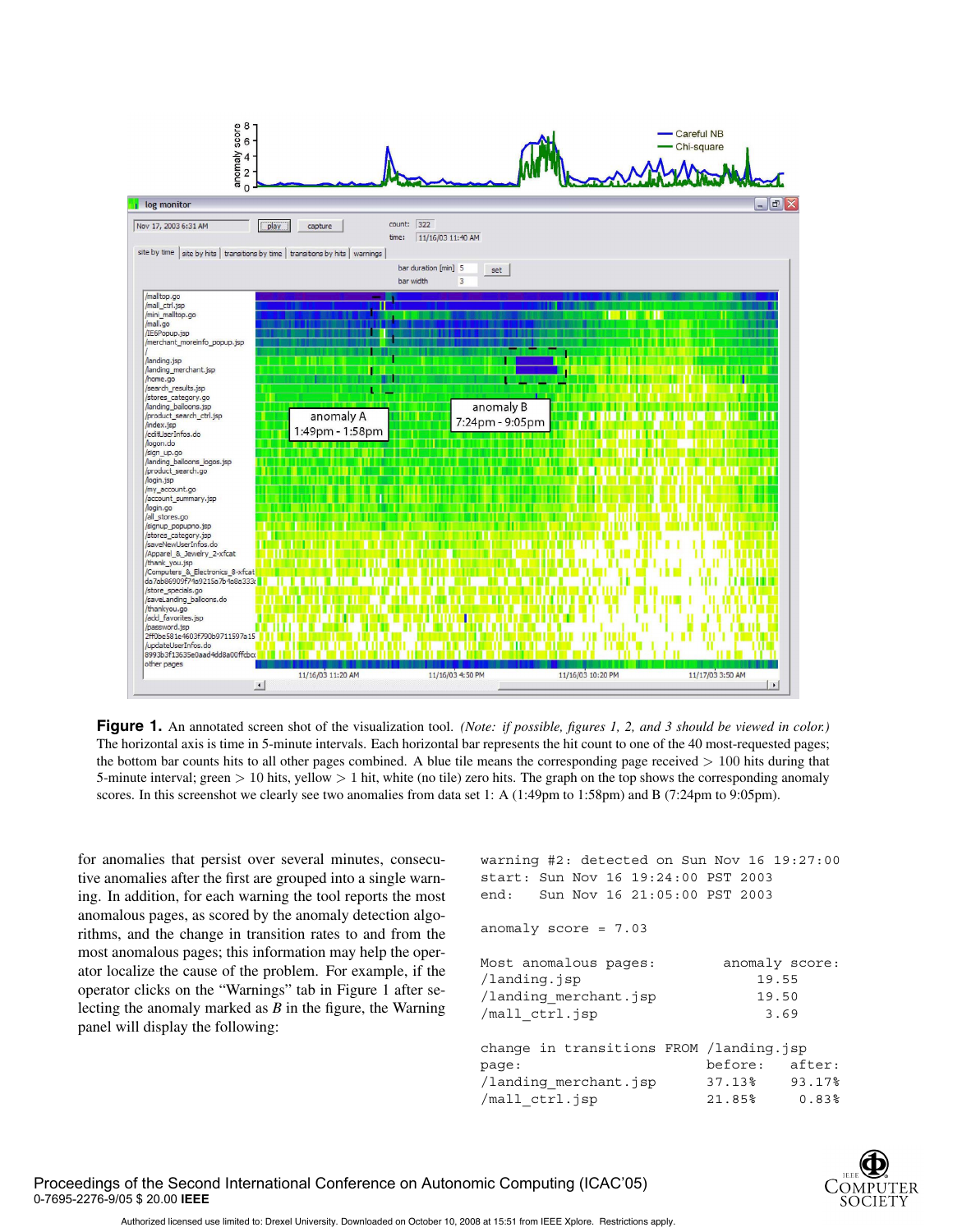**Figure 1.** An annotated screen shot of the visualization tool. *(Note: if possible, figures 1, 2, and 3 should be viewed in color.)* The horizontal axis is time in 5-minute intervals. Each horizontal bar represents the hit count to one of the 40 most-requested pages; the bottom bar counts hits to all other pages combined. A blue tile means the corresponding page received > 100 hits during that 5-minute interval; green > 10 hits, yellow > 1 hit, white (no tile) zero hits. The graph on the top shows the corresponding anomaly scores. In this screenshot we clearly see two anomalies from data set 1: A (1:49pm to 1:58pm) and B (7:24pm to 9:05pm).

for anomalies that persist over several minutes, consecutive anomalies after the first are grouped into a single warning. In addition, for each warning the tool reports the most anomalous pages, as scored by the anomaly detection algorithms, and the change in transition rates to and from the most anomalous pages; this information may help the operator localize the cause of the problem. For example, if the operator clicks on the "Warnings" tab in Figure 1 after selecting the anomaly marked as *B* in the figure, the Warning panel will display the following:

```
warning #2: detected on Sun Nov 16 19:27:00
start: Sun Nov 16 19:24:00 PST 2003
end:   Sun Nov 16 21:05:00 PST 2003

anomaly score = 7.03

Most anomalous pages:          anomaly score:
/landing.jsp                          19.55
/landing_merchant.jsp                 19.50
/mall_ctrl.jsp                         3.69

change in transitions FROM /landing.jsp
page:                         before:   after:
/landing_merchant.jsp         37.13%    93.17%
/mall_ctrl.jsp                21.85%     0.83%
```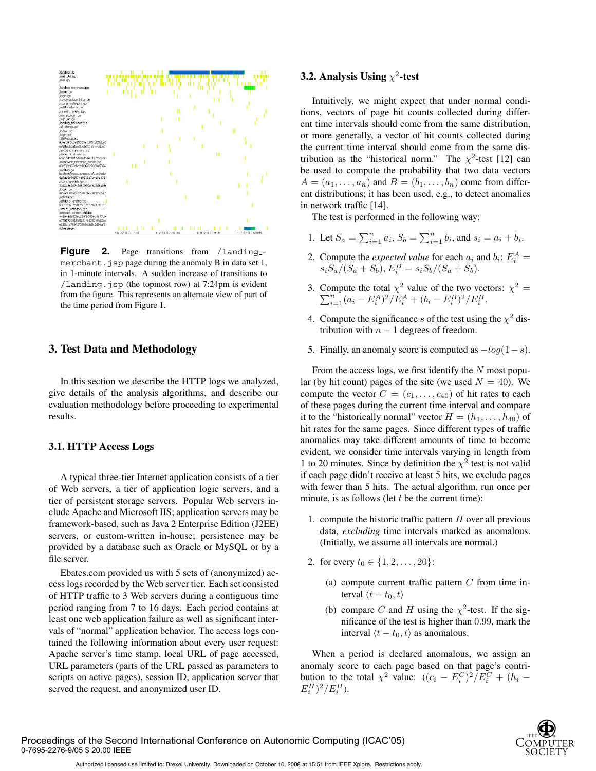**Figure 2.** Page transitions from `/landing_merchant.jsp` page during the anomaly B in data set 1, in 1-minute intervals. A sudden increase of transitions to `/landing.jsp` (the topmost row) at 7:24pm is evident from the figure. This represents an alternate view of part of the time period from Figure 1.

## 3. Test Data and Methodology

In this section we describe the HTTP logs we analyzed, give details of the analysis algorithms, and describe our evaluation methodology before proceeding to experimental results.

### 3.1. HTTP Access Logs

A typical three-tier Internet application consists of a tier of Web servers, a tier of application logic servers, and a tier of persistent storage servers. Popular Web servers include Apache and Microsoft IIS; application servers may be framework-based, such as Java 2 Enterprise Edition (J2EE) servers, or custom-written in-house; persistence may be provided by a database such as Oracle or MySQL or by a file server.

Ebates.com provided us with 5 sets of (anonymized) access logs recorded by the Web server tier. Each set consisted of HTTP traffic to 3 Web servers during a contiguous time period ranging from 7 to 16 days. Each period contains at least one web application failure as well as significant intervals of "normal" application behavior. The access logs contained the following information about every user request: Apache server's time stamp, local URL of page accessed, URL parameters (parts of the URL passed as parameters to scripts on active pages), session ID, application server that served the request, and anonymized user ID.

### 3.2. Analysis Using $\chi^2$-test

Intuitively, we might expect that under normal conditions, vectors of page hit counts collected during different time intervals should come from the same distribution, or more generally, a vector of hit counts collected during the current time interval should come from the same distribution as the "historical norm." The $\chi^2$-test [12] can be used to compute the probability that two data vectors $A = (a_1, \ldots, a_n)$ and $B = (b_1, \ldots, b_n)$ come from different distributions; it has been used, e.g., to detect anomalies in network traffic [14].

The test is performed in the following way:

1. Let $S_a = \sum_{i=1}^{n} a_i$, $S_b = \sum_{i=1}^{n} b_i$, and $s_i = a_i + b_i$.
2. Compute the *expected value* for each $a_i$ and $b_i$: $E_i^A = s_i S_a/(S_a + S_b)$, $E_i^B = s_i S_b/(S_a + S_b)$.
3. Compute the total $\chi^2$ value of the two vectors: $\chi^2 = \sum_{i=1}^{n}(a_i - E_i^A)^2/E_i^A + (b_i - E_i^B)^2/E_i^B$.
4. Compute the significance $s$ of the test using the $\chi^2$ distribution with $n-1$ degrees of freedom.
5. Finally, an anomaly score is computed as $-log(1-s)$.

From the access logs, we first identify the $N$ most popular (by hit count) pages of the site (we used $N = 40$). We compute the vector $C = (c_1, \ldots, c_{40})$ of hit rates to each of these pages during the current time interval and compare it to the "historically normal" vector $H = (h_1, \ldots, h_{40})$ of hit rates for the same pages. Since different types of traffic anomalies may take different amounts of time to become evident, we consider time intervals varying in length from 1 to 20 minutes. Since by definition the $\chi^2$ test is not valid if each page didn't receive at least 5 hits, we exclude pages with fewer than 5 hits. The actual algorithm, run once per minute, is as follows (let $t$ be the current time):

1. compute the historic traffic pattern $H$ over all previous data, *excluding* time intervals marked as anomalous. (Initially, we assume all intervals are normal.)
2. for every $t_0 \in \{1, 2, \ldots, 20\}$:
   (a) compute current traffic pattern $C$ from time interval $\langle t - t_0, t \rangle$
   (b) compare $C$ and $H$ using the $\chi^2$-test. If the significance of the test is higher than 0.99, mark the interval $\langle t - t_0, t \rangle$ as anomalous.

When a period is declared anomalous, we assign an anomaly score to each page based on that page's contribution to the total $\chi^2$ value: $((c_i - E_i^C)^2/E_i^C + (h_i - E_i^H)^2/E_i^H)$.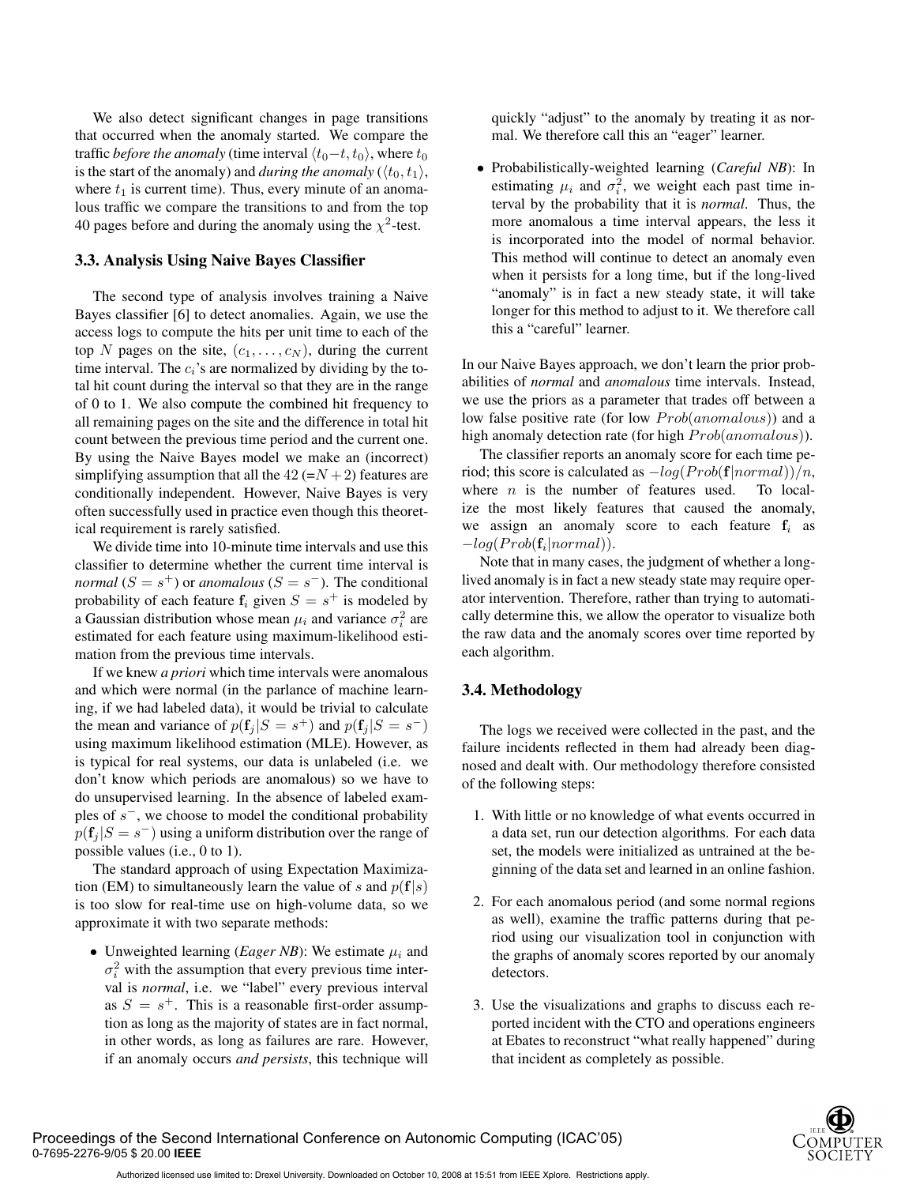We also detect significant changes in page transitions that occurred when the anomaly started. We compare the traffic *before the anomaly* (time interval $\langle t_0 - t, t_0 \rangle$, where $t_0$ is the start of the anomaly) and *during the anomaly* ($\langle t_0, t_1 \rangle$, where $t_1$ is current time). Thus, every minute of an anomalous traffic we compare the transitions to and from the top 40 pages before and during the anomaly using the $\chi^2$-test.

### 3.3. Analysis Using Naive Bayes Classifier

The second type of analysis involves training a Naive Bayes classifier [6] to detect anomalies. Again, we use the access logs to compute the hits per unit time to each of the top $N$ pages on the site, $(c_1, \ldots, c_N)$, during the current time interval. The $c_i$'s are normalized by dividing by the total hit count during the interval so that they are in the range of 0 to 1. We also compute the combined hit frequency to all remaining pages on the site and the difference in total hit count between the previous time period and the current one. By using the Naive Bayes model we make an (incorrect) simplifying assumption that all the 42 (=$N+2$) features are conditionally independent. However, Naive Bayes is very often successfully used in practice even though this theoretical requirement is rarely satisfied.

We divide time into 10-minute time intervals and use this classifier to determine whether the current time interval is *normal* ($S = s^+$) or *anomalous* ($S = s^-$). The conditional probability of each feature $\mathbf{f}_i$ given $S = s^+$ is modeled by a Gaussian distribution whose mean $\mu_i$ and variance $\sigma_i^2$ are estimated for each feature using maximum-likelihood estimation from the previous time intervals.

If we knew *a priori* which time intervals were anomalous and which were normal (in the parlance of machine learning, if we had labeled data), it would be trivial to calculate the mean and variance of $p(\mathbf{f}_j | S = s^+)$ and $p(\mathbf{f}_j | S = s^-)$ using maximum likelihood estimation (MLE). However, as is typical for real systems, our data is unlabeled (i.e. we don't know which periods are anomalous) so we have to do unsupervised learning. In the absence of labeled examples of $s^-$, we choose to model the conditional probability $p(\mathbf{f}_j | S = s^-)$ using a uniform distribution over the range of possible values (i.e., 0 to 1).

The standard approach of using Expectation Maximization (EM) to simultaneously learn the value of $s$ and $p(\mathbf{f}|s)$ is too slow for real-time use on high-volume data, so we approximate it with two separate methods:

- Unweighted learning (*Eager NB*): We estimate $\mu_i$ and $\sigma_i^2$ with the assumption that every previous time interval is *normal*, i.e. we "label" every previous interval as $S = s^+$. This is a reasonable first-order assumption as long as the majority of states are in fact normal, in other words, as long as failures are rare. However, if an anomaly occurs *and persists*, this technique will quickly "adjust" to the anomaly by treating it as normal. We therefore call this an "eager" learner.
- Probabilistically-weighted learning (*Careful NB*): In estimating $\mu_i$ and $\sigma_i^2$, we weight each past time interval by the probability that it is *normal*. Thus, the more anomalous a time interval appears, the less it is incorporated into the model of normal behavior. This method will continue to detect an anomaly even when it persists for a long time, but if the long-lived "anomaly" is in fact a new steady state, it will take longer for this method to adjust to it. We therefore call this a "careful" learner.

In our Naive Bayes approach, we don't learn the prior probabilities of *normal* and *anomalous* time intervals. Instead, we use the priors as a parameter that trades off between a low false positive rate (for low $Prob(anomalous)$) and a high anomaly detection rate (for high $Prob(anomalous)$).

The classifier reports an anomaly score for each time period; this score is calculated as $-log(Prob(\mathbf{f}|normal))/n$, where $n$ is the number of features used. To localize the most likely features that caused the anomaly, we assign an anomaly score to each feature $\mathbf{f}_i$ as $-log(Prob(\mathbf{f}_i|normal))$.

Note that in many cases, the judgment of whether a long-lived anomaly is in fact a new steady state may require operator intervention. Therefore, rather than trying to automatically determine this, we allow the operator to visualize both the raw data and the anomaly scores over time reported by each algorithm.

### 3.4. Methodology

The logs we received were collected in the past, and the failure incidents reflected in them had already been diagnosed and dealt with. Our methodology therefore consisted of the following steps:

1. With little or no knowledge of what events occurred in a data set, run our detection algorithms. For each data set, the models were initialized as untrained at the beginning of the data set and learned in an online fashion.
2. For each anomalous period (and some normal regions as well), examine the traffic patterns during that period using our visualization tool in conjunction with the graphs of anomaly scores reported by our anomaly detectors.
3. Use the visualizations and graphs to discuss each reported incident with the CTO and operations engineers at Ebates to reconstruct "what really happened" during that incident as completely as possible.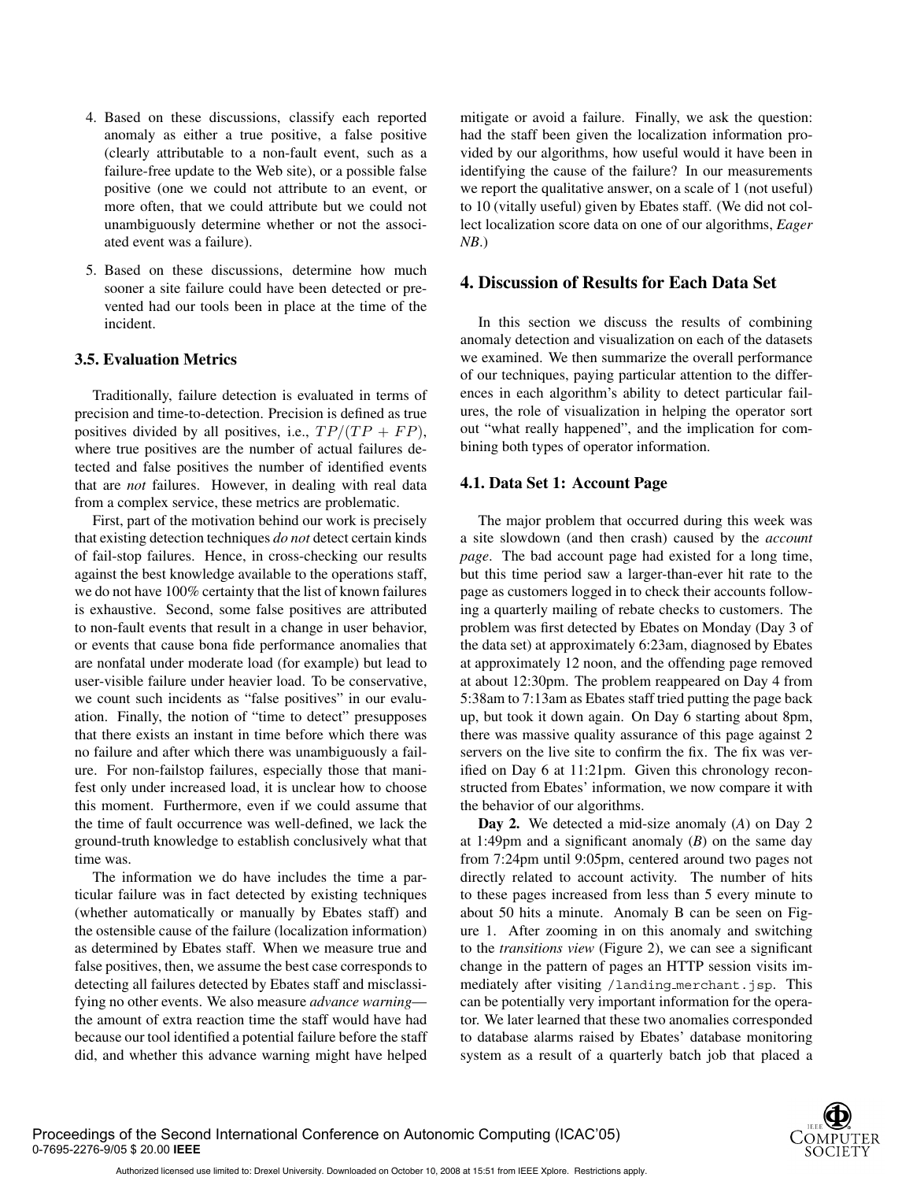4. Based on these discussions, classify each reported anomaly as either a true positive, a false positive (clearly attributable to a non-fault event, such as a failure-free update to the Web site), or a possible false positive (one we could not attribute to an event, or more often, that we could attribute but we could not unambiguously determine whether or not the associated event was a failure).

5. Based on these discussions, determine how much sooner a site failure could have been detected or prevented had our tools been in place at the time of the incident.

### 3.5. Evaluation Metrics

Traditionally, failure detection is evaluated in terms of precision and time-to-detection. Precision is defined as true positives divided by all positives, i.e., $TP/(TP + FP)$, where true positives are the number of actual failures detected and false positives the number of identified events that are *not* failures. However, in dealing with real data from a complex service, these metrics are problematic.

First, part of the motivation behind our work is precisely that existing detection techniques *do not* detect certain kinds of fail-stop failures. Hence, in cross-checking our results against the best knowledge available to the operations staff, we do not have 100% certainty that the list of known failures is exhaustive. Second, some false positives are attributed to non-fault events that result in a change in user behavior, or events that cause bona fide performance anomalies that are nonfatal under moderate load (for example) but lead to user-visible failure under heavier load. To be conservative, we count such incidents as "false positives" in our evaluation. Finally, the notion of "time to detect" presupposes that there exists an instant in time before which there was no failure and after which there was unambiguously a failure. For non-failstop failures, especially those that manifest only under increased load, it is unclear how to choose this moment. Furthermore, even if we could assume that the time of fault occurrence was well-defined, we lack the ground-truth knowledge to establish conclusively what that time was.

The information we do have includes the time a particular failure was in fact detected by existing techniques (whether automatically or manually by Ebates staff) and the ostensible cause of the failure (localization information) as determined by Ebates staff. When we measure true and false positives, then, we assume the best case corresponds to detecting all failures detected by Ebates staff and misclassifying no other events. We also measure *advance warning*—the amount of extra reaction time the staff would have had because our tool identified a potential failure before the staff did, and whether this advance warning might have helped mitigate or avoid a failure. Finally, we ask the question: had the staff been given the localization information provided by our algorithms, how useful would it have been in identifying the cause of the failure? In our measurements we report the qualitative answer, on a scale of 1 (not useful) to 10 (vitally useful) given by Ebates staff. (We did not collect localization score data on one of our algorithms, *Eager NB*.)

## 4. Discussion of Results for Each Data Set

In this section we discuss the results of combining anomaly detection and visualization on each of the datasets we examined. We then summarize the overall performance of our techniques, paying particular attention to the differences in each algorithm's ability to detect particular failures, the role of visualization in helping the operator sort out "what really happened", and the implication for combining both types of operator information.

### 4.1. Data Set 1: Account Page

The major problem that occurred during this week was a site slowdown (and then crash) caused by the *account page*. The bad account page had existed for a long time, but this time period saw a larger-than-ever hit rate to the page as customers logged in to check their accounts following a quarterly mailing of rebate checks to customers. The problem was first detected by Ebates on Monday (Day 3 of the data set) at approximately 6:23am, diagnosed by Ebates at approximately 12 noon, and the offending page removed at about 12:30pm. The problem reappeared on Day 4 from 5:38am to 7:13am as Ebates staff tried putting the page back up, but took it down again. On Day 6 starting about 8pm, there was massive quality assurance of this page against 2 servers on the live site to confirm the fix. The fix was verified on Day 6 at 11:21pm. Given this chronology reconstructed from Ebates' information, we now compare it with the behavior of our algorithms.

**Day 2.** We detected a mid-size anomaly (*A*) on Day 2 at 1:49pm and a significant anomaly (*B*) on the same day from 7:24pm until 9:05pm, centered around two pages not directly related to account activity. The number of hits to these pages increased from less than 5 every minute to about 50 hits a minute. Anomaly B can be seen on Figure 1. After zooming in on this anomaly and switching to the *transitions view* (Figure 2), we can see a significant change in the pattern of pages an HTTP session visits immediately after visiting `/landing_merchant.jsp`. This can be potentially very important information for the operator. We later learned that these two anomalies corresponded to database alarms raised by Ebates' database monitoring system as a result of a quarterly batch job that placed a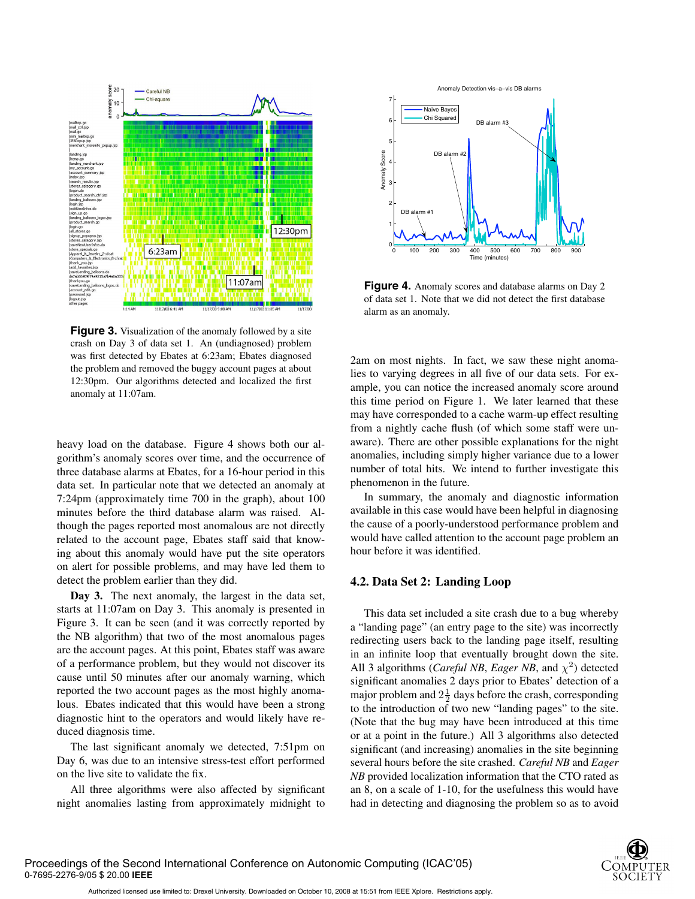**Figure 3.** Visualization of the anomaly followed by a site crash on Day 3 of data set 1. An (undiagnosed) problem was first detected by Ebates at 6:23am; Ebates diagnosed the problem and removed the buggy account pages at about 12:30pm. Our algorithms detected and localized the first anomaly at 11:07am.

**Figure 4.** Anomaly scores and database alarms on Day 2 of data set 1. Note that we did not detect the first database alarm as an anomaly.

heavy load on the database. Figure 4 shows both our algorithm's anomaly scores over time, and the occurrence of three database alarms at Ebates, for a 16-hour period in this data set. In particular note that we detected an anomaly at 7:24pm (approximately time 700 in the graph), about 100 minutes before the third database alarm was raised. Although the pages reported most anomalous are not directly related to the account page, Ebates staff said that knowing about this anomaly would have put the site operators on alert for possible problems, and may have led them to detect the problem earlier than they did.

**Day 3.** The next anomaly, the largest in the data set, starts at 11:07am on Day 3. This anomaly is presented in Figure 3. It can be seen (and it was correctly reported by the NB algorithm) that two of the most anomalous pages are the account pages. At this point, Ebates staff was aware of a performance problem, but they would not discover its cause until 50 minutes after our anomaly warning, which reported the two account pages as the most highly anomalous. Ebates indicated that this would have been a strong diagnostic hint to the operators and would likely have reduced diagnosis time.

The last significant anomaly we detected, 7:51pm on Day 6, was due to an intensive stress-test effort performed on the live site to validate the fix.

All three algorithms were also affected by significant night anomalies lasting from approximately midnight to 2am on most nights. In fact, we saw these night anomalies to varying degrees in all five of our data sets. For example, you can notice the increased anomaly score around this time period on Figure 1. We later learned that these may have corresponded to a cache warm-up effect resulting from a nightly cache flush (of which some staff were unaware). There are other possible explanations for the night anomalies, including simply higher variance due to a lower number of total hits. We intend to further investigate this phenomenon in the future.

In summary, the anomaly and diagnostic information available in this case would have been helpful in diagnosing the cause of a poorly-understood performance problem and would have called attention to the account page problem an hour before it was identified.

### 4.2. Data Set 2: Landing Loop

This data set included a site crash due to a bug whereby a "landing page" (an entry page to the site) was incorrectly redirecting users back to the landing page itself, resulting in an infinite loop that eventually brought down the site. All 3 algorithms (*Careful NB*, *Eager NB*, and $\chi^2$) detected significant anomalies 2 days prior to Ebates' detection of a major problem and $2\frac{1}{2}$ days before the crash, corresponding to the introduction of two new "landing pages" to the site. (Note that the bug may have been introduced at this time or at a point in the future.) All 3 algorithms also detected significant (and increasing) anomalies in the site beginning several hours before the site crashed. *Careful NB* and *Eager NB* provided localization information that the CTO rated as an 8, on a scale of 1-10, for the usefulness this would have had in detecting and diagnosing the problem so as to avoid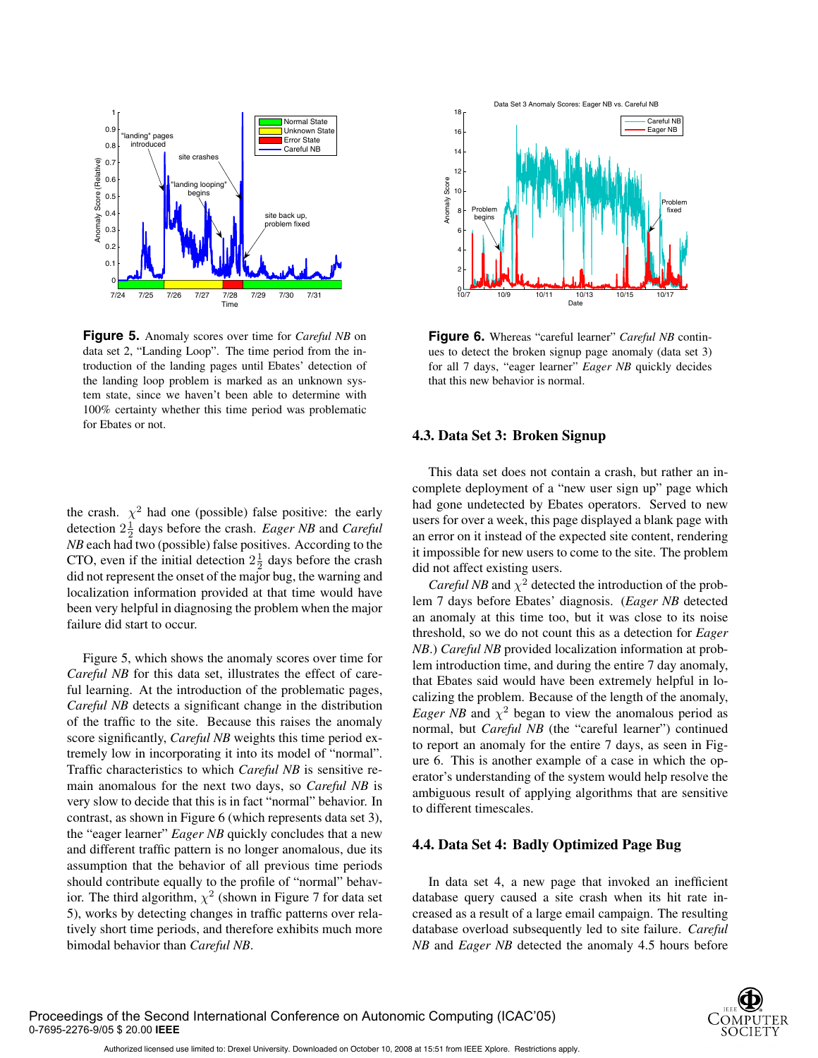**Figure 5.** Anomaly scores over time for *Careful NB* on data set 2, "Landing Loop". The time period from the introduction of the landing pages until Ebates' detection of the landing loop problem is marked as an unknown system state, since we haven't been able to determine with 100% certainty whether this time period was problematic for Ebates or not.

**Figure 6.** Whereas "careful learner" *Careful NB* continues to detect the broken signup page anomaly (data set 3) for all 7 days, "eager learner" *Eager NB* quickly decides that this new behavior is normal.

the crash. $\chi^2$ had one (possible) false positive: the early detection $2\frac{1}{2}$ days before the crash. *Eager NB* and *Careful NB* each had two (possible) false positives. According to the CTO, even if the initial detection $2\frac{1}{2}$ days before the crash did not represent the onset of the major bug, the warning and localization information provided at that time would have been very helpful in diagnosing the problem when the major failure did start to occur.

Figure 5, which shows the anomaly scores over time for *Careful NB* for this data set, illustrates the effect of careful learning. At the introduction of the problematic pages, *Careful NB* detects a significant change in the distribution of the traffic to the site. Because this raises the anomaly score significantly, *Careful NB* weights this time period extremely low in incorporating it into its model of "normal". Traffic characteristics to which *Careful NB* is sensitive remain anomalous for the next two days, so *Careful NB* is very slow to decide that this is in fact "normal" behavior. In contrast, as shown in Figure 6 (which represents data set 3), the "eager learner" *Eager NB* quickly concludes that a new and different traffic pattern is no longer anomalous, due its assumption that the behavior of all previous time periods should contribute equally to the profile of "normal" behavior. The third algorithm, $\chi^2$ (shown in Figure 7 for data set 5), works by detecting changes in traffic patterns over relatively short time periods, and therefore exhibits much more bimodal behavior than *Careful NB*.

### 4.3. Data Set 3: Broken Signup

This data set does not contain a crash, but rather an incomplete deployment of a "new user sign up" page which had gone undetected by Ebates operators. Served to new users for over a week, this page displayed a blank page with an error on it instead of the expected site content, rendering it impossible for new users to come to the site. The problem did not affect existing users.

*Careful NB* and $\chi^2$ detected the introduction of the problem 7 days before Ebates' diagnosis. (*Eager NB* detected an anomaly at this time too, but it was close to its noise threshold, so we do not count this as a detection for *Eager NB*.) *Careful NB* provided localization information at problem introduction time, and during the entire 7 day anomaly, that Ebates said would have been extremely helpful in localizing the problem. Because of the length of the anomaly, *Eager NB* and $\chi^2$ began to view the anomalous period as normal, but *Careful NB* (the "careful learner") continued to report an anomaly for the entire 7 days, as seen in Figure 6. This is another example of a case in which the operator's understanding of the system would help resolve the ambiguous result of applying algorithms that are sensitive to different timescales.

### 4.4. Data Set 4: Badly Optimized Page Bug

In data set 4, a new page that invoked an inefficient database query caused a site crash when its hit rate increased as a result of a large email campaign. The resulting database overload subsequently led to site failure. *Careful NB* and *Eager NB* detected the anomaly 4.5 hours before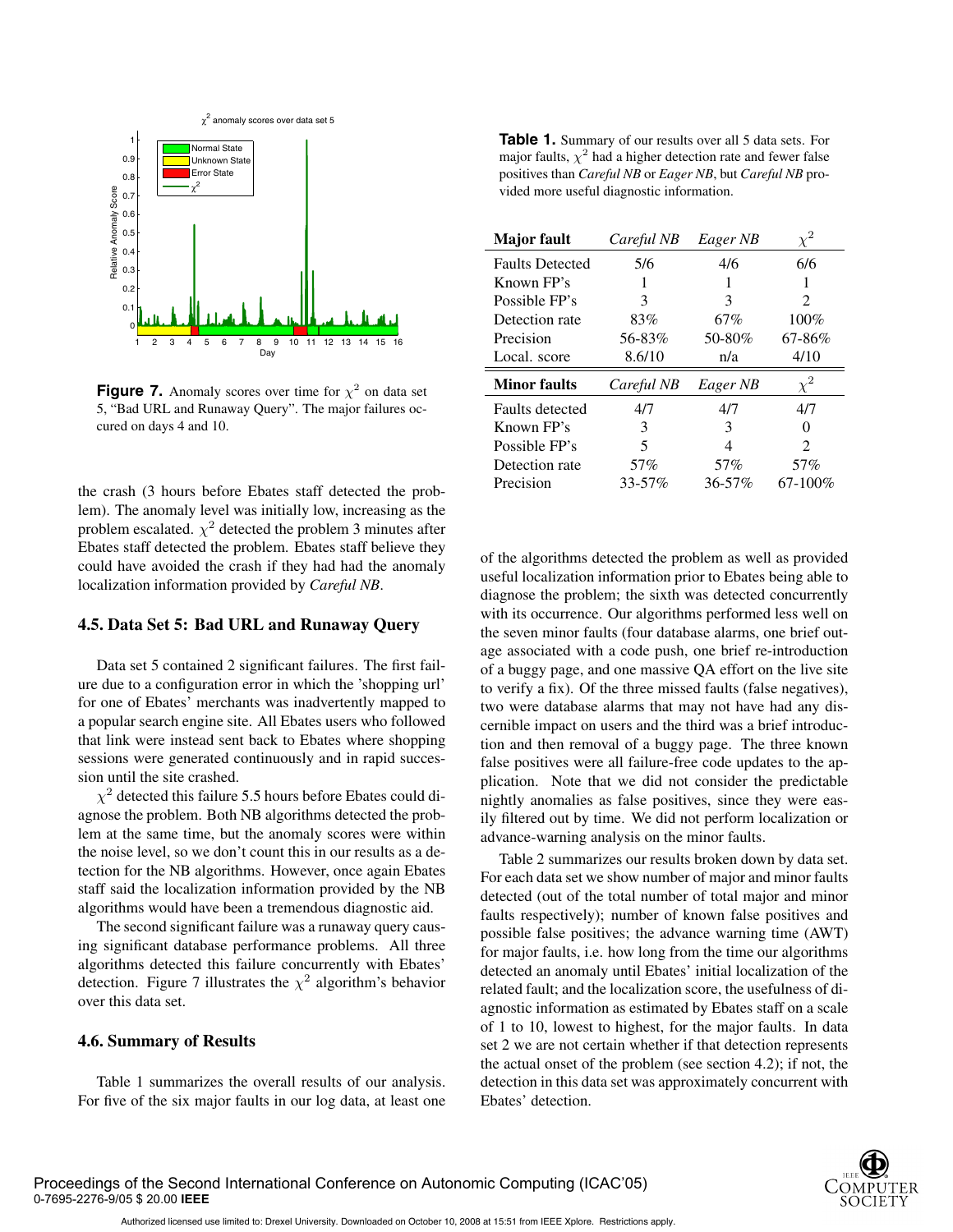**Figure 7.** Anomaly scores over time for $\chi^2$ on data set 5, "Bad URL and Runaway Query". The major failures occured on days 4 and 10.

the crash (3 hours before Ebates staff detected the problem). The anomaly level was initially low, increasing as the problem escalated. $\chi^2$ detected the problem 3 minutes after Ebates staff detected the problem. Ebates staff believe they could have avoided the crash if they had had the anomaly localization information provided by *Careful NB*.

### 4.5. Data Set 5: Bad URL and Runaway Query

Data set 5 contained 2 significant failures. The first failure due to a configuration error in which the 'shopping url' for one of Ebates' merchants was inadvertently mapped to a popular search engine site. All Ebates users who followed that link were instead sent back to Ebates where shopping sessions were generated continuously and in rapid succession until the site crashed.

$\chi^2$ detected this failure 5.5 hours before Ebates could diagnose the problem. Both NB algorithms detected the problem at the same time, but the anomaly scores were within the noise level, so we don't count this in our results as a detection for the NB algorithms. However, once again Ebates staff said the localization information provided by the NB algorithms would have been a tremendous diagnostic aid.

The second significant failure was a runaway query causing significant database performance problems. All three algorithms detected this failure concurrently with Ebates' detection. Figure 7 illustrates the $\chi^2$ algorithm's behavior over this data set.

### 4.6. Summary of Results

Table 1 summarizes the overall results of our analysis. For five of the six major faults in our log data, at least one of the algorithms detected the problem as well as provided useful localization information prior to Ebates being able to diagnose the problem; the sixth was detected concurrently with its occurrence. Our algorithms performed less well on the seven minor faults (four database alarms, one brief outage associated with a code push, one brief re-introduction of a buggy page, and one massive QA effort on the live site to verify a fix). Of the three missed faults (false negatives), two were database alarms that may not have had any discernible impact on users and the third was a brief introduction and then removal of a buggy page. The three known false positives were all failure-free code updates to the application. Note that we did not consider the predictable nightly anomalies as false positives, since they were easily filtered out by time. We did not perform localization or advance-warning analysis on the minor faults.

**Table 1.** Summary of our results over all 5 data sets. For major faults, $\chi^2$ had a higher detection rate and fewer false positives than *Careful NB* or *Eager NB*, but *Careful NB* provided more useful diagnostic information.

| **Major fault** | *Careful NB* | *Eager NB* | $\chi^2$ |
|---|---|---|---|
| Faults Detected | 5/6 | 4/6 | 6/6 |
| Known FP's | 1 | 1 | 1 |
| Possible FP's | 3 | 3 | 2 |
| Detection rate | 83% | 67% | 100% |
| Precision | 56-83% | 50-80% | 67-86% |
| Local. score | 8.6/10 | n/a | 4/10 |
| **Minor faults** | *Careful NB* | *Eager NB* | $\chi^2$ |
| Faults detected | 4/7 | 4/7 | 4/7 |
| Known FP's | 3 | 3 | 0 |
| Possible FP's | 5 | 4 | 2 |
| Detection rate | 57% | 57% | 57% |
| Precision | 33-57% | 36-57% | 67-100% |

Table 2 summarizes our results broken down by data set. For each data set we show number of major and minor faults detected (out of the total number of total major and minor faults respectively); number of known false positives and possible false positives; the advance warning time (AWT) for major faults, i.e. how long from the time our algorithms detected an anomaly until Ebates' initial localization of the related fault; and the localization score, the usefulness of diagnostic information as estimated by Ebates staff on a scale of 1 to 10, lowest to highest, for the major faults. In data set 2 we are not certain whether if that detection represents the actual onset of the problem (see section 4.2); if not, the detection in this data set was approximately concurrent with Ebates' detection.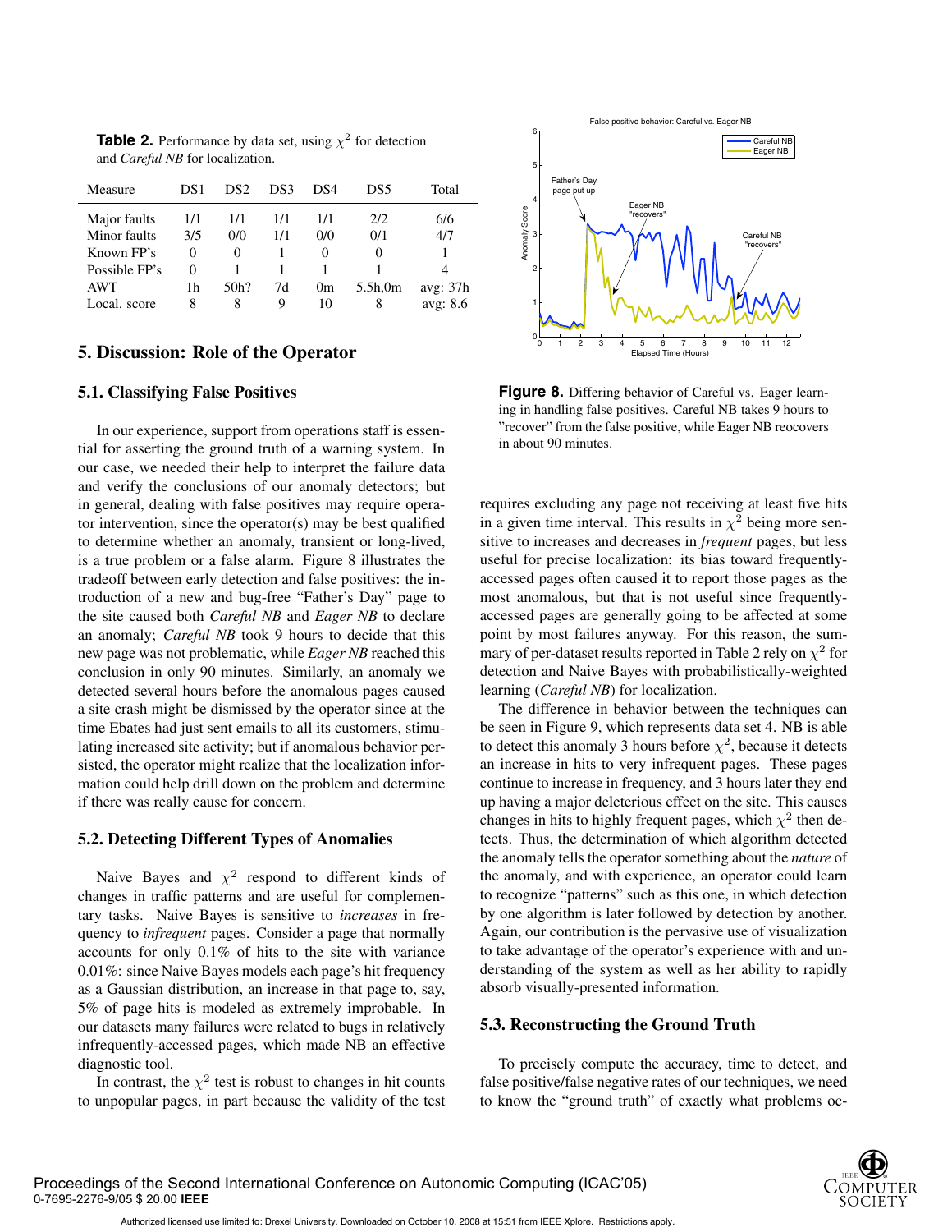**Table 2.** Performance by data set, using $\chi^2$ for detection and *Careful NB* for localization.

| Measure | DS1 | DS2 | DS3 | DS4 | DS5 | Total |
|---|---|---|---|---|---|---|
| Major faults | 1/1 | 1/1 | 1/1 | 1/1 | 2/2 | 6/6 |
| Minor faults | 3/5 | 0/0 | 1/1 | 0/0 | 0/1 | 4/7 |
| Known FP's | 0 | 0 | 1 | 0 | 0 | 1 |
| Possible FP's | 0 | 1 | 1 | 1 | 1 | 4 |
| AWT | 1h | 50h? | 7d | 0m | 5.5h,0m | avg: 37h |
| Local. score | 8 | 8 | 9 | 10 | 8 | avg: 8.6 |

## 5. Discussion: Role of the Operator

### 5.1. Classifying False Positives

In our experience, support from operations staff is essential for asserting the ground truth of a warning system. In our case, we needed their help to interpret the failure data and verify the conclusions of our anomaly detectors; but in general, dealing with false positives may require operator intervention, since the operator(s) may be best qualified to determine whether an anomaly, transient or long-lived, is a true problem or a false alarm. Figure 8 illustrates the tradeoff between early detection and false positives: the introduction of a new and bug-free "Father's Day" page to the site caused both *Careful NB* and *Eager NB* to declare an anomaly; *Careful NB* took 9 hours to decide that this new page was not problematic, while *Eager NB* reached this conclusion in only 90 minutes. Similarly, an anomaly we detected several hours before the anomalous pages caused a site crash might be dismissed by the operator since at the time Ebates had just sent emails to all its customers, stimulating increased site activity; but if anomalous behavior persisted, the operator might realize that the localization information could help drill down on the problem and determine if there was really cause for concern.

### 5.2. Detecting Different Types of Anomalies

Naive Bayes and $\chi^2$ respond to different kinds of changes in traffic patterns and are useful for complementary tasks. Naive Bayes is sensitive to *increases* in frequency to *infrequent* pages. Consider a page that normally accounts for only 0.1% of hits to the site with variance 0.01%: since Naive Bayes models each page's hit frequency as a Gaussian distribution, an increase in that page to, say, 5% of page hits is modeled as extremely improbable. In our datasets many failures were related to bugs in relatively infrequently-accessed pages, which made NB an effective diagnostic tool.

In contrast, the $\chi^2$ test is robust to changes in hit counts to unpopular pages, in part because the validity of the test requires excluding any page not receiving at least five hits in a given time interval. This results in $\chi^2$ being more sensitive to increases and decreases in *frequent* pages, but less useful for precise localization: its bias toward frequently-accessed pages often caused it to report those pages as the most anomalous, but that is not useful since frequently-accessed pages are generally going to be affected at some point by most failures anyway. For this reason, the summary of per-dataset results reported in Table 2 rely on $\chi^2$ for detection and Naive Bayes with probabilistically-weighted learning (*Careful NB*) for localization.

**Figure 8.** Differing behavior of Careful vs. Eager learning in handling false positives. Careful NB takes 9 hours to "recover" from the false positive, while Eager NB reocovers in about 90 minutes.

The difference in behavior between the techniques can be seen in Figure 9, which represents data set 4. NB is able to detect this anomaly 3 hours before $\chi^2$, because it detects an increase in hits to very infrequent pages. These pages continue to increase in frequency, and 3 hours later they end up having a major deleterious effect on the site. This causes changes in hits to highly frequent pages, which $\chi^2$ then detects. Thus, the determination of which algorithm detected the anomaly tells the operator something about the *nature* of the anomaly, and with experience, an operator could learn to recognize "patterns" such as this one, in which detection by one algorithm is later followed by detection by another. Again, our contribution is the pervasive use of visualization to take advantage of the operator's experience with and understanding of the system as well as her ability to rapidly absorb visually-presented information.

### 5.3. Reconstructing the Ground Truth

To precisely compute the accuracy, time to detect, and false positive/false negative rates of our techniques, we need to know the "ground truth" of exactly what problems oc-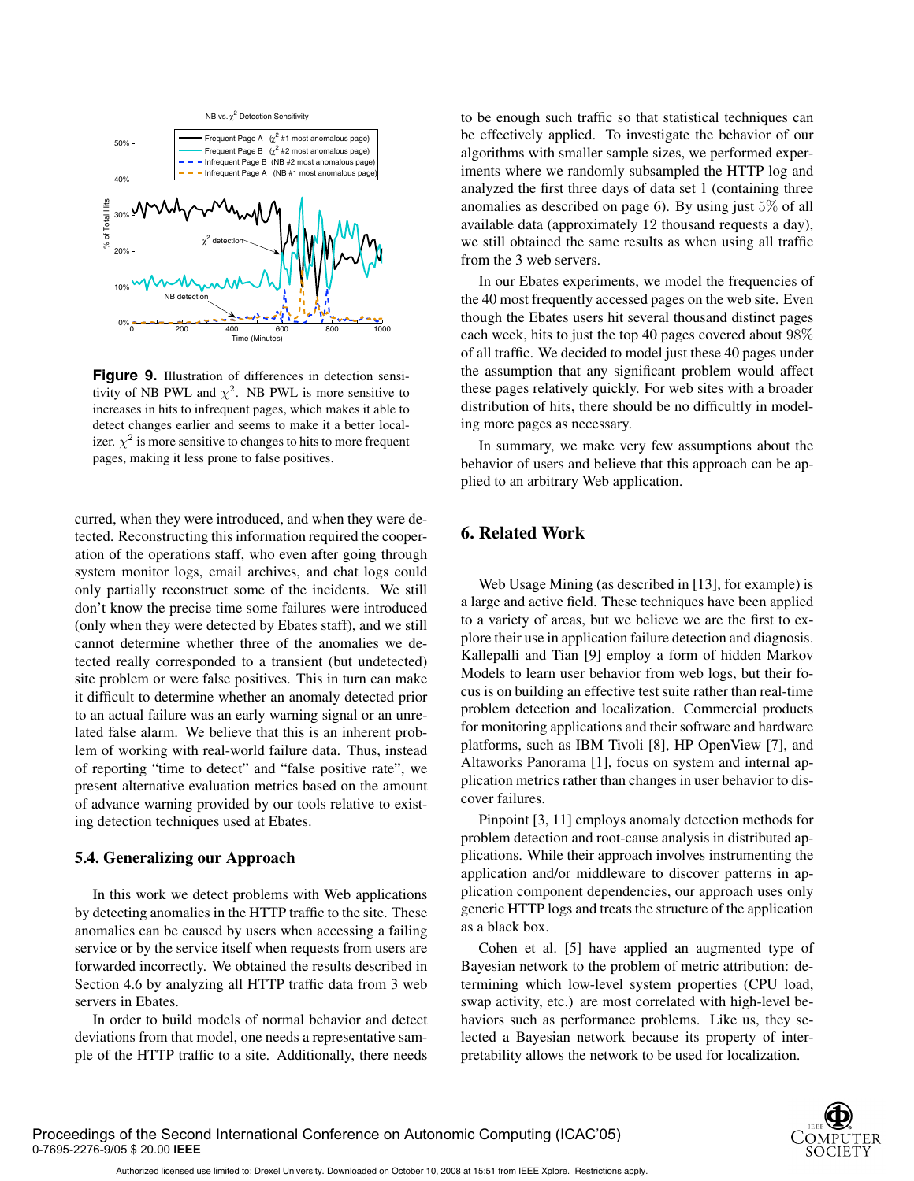**Figure 9.** Illustration of differences in detection sensitivity of NB PWL and $\chi^2$. NB PWL is more sensitive to increases in hits to infrequent pages, which makes it able to detect changes earlier and seems to make it a better localizer. $\chi^2$ is more sensitive to changes to hits to more frequent pages, making it less prone to false positives.

curred, when they were introduced, and when they were detected. Reconstructing this information required the cooperation of the operations staff, who even after going through system monitor logs, email archives, and chat logs could only partially reconstruct some of the incidents. We still don't know the precise time some failures were introduced (only when they were detected by Ebates staff), and we still cannot determine whether three of the anomalies we detected really corresponded to a transient (but undetected) site problem or were false positives. This in turn can make it difficult to determine whether an anomaly detected prior to an actual failure was an early warning signal or an unrelated false alarm. We believe that this is an inherent problem of working with real-world failure data. Thus, instead of reporting "time to detect" and "false positive rate", we present alternative evaluation metrics based on the amount of advance warning provided by our tools relative to existing detection techniques used at Ebates.

### 5.4. Generalizing our Approach

In this work we detect problems with Web applications by detecting anomalies in the HTTP traffic to the site. These anomalies can be caused by users when accessing a failing service or by the service itself when requests from users are forwarded incorrectly. We obtained the results described in Section 4.6 by analyzing all HTTP traffic data from 3 web servers in Ebates.

In order to build models of normal behavior and detect deviations from that model, one needs a representative sample of the HTTP traffic to a site. Additionally, there needs to be enough such traffic so that statistical techniques can be effectively applied. To investigate the behavior of our algorithms with smaller sample sizes, we performed experiments where we randomly subsampled the HTTP log and analyzed the first three days of data set 1 (containing three anomalies as described on page 6). By using just 5% of all available data (approximately 12 thousand requests a day), we still obtained the same results as when using all traffic from the 3 web servers.

In our Ebates experiments, we model the frequencies of the 40 most frequently accessed pages on the web site. Even though the Ebates users hit several thousand distinct pages each week, hits to just the top 40 pages covered about 98% of all traffic. We decided to model just these 40 pages under the assumption that any significant problem would affect these pages relatively quickly. For web sites with a broader distribution of hits, there should be no difficultly in modeling more pages as necessary.

In summary, we make very few assumptions about the behavior of users and believe that this approach can be applied to an arbitrary Web application.

## 6. Related Work

Web Usage Mining (as described in [13], for example) is a large and active field. These techniques have been applied to a variety of areas, but we believe we are the first to explore their use in application failure detection and diagnosis. Kallepalli and Tian [9] employ a form of hidden Markov Models to learn user behavior from web logs, but their focus is on building an effective test suite rather than real-time problem detection and localization. Commercial products for monitoring applications and their software and hardware platforms, such as IBM Tivoli [8], HP OpenView [7], and Altaworks Panorama [1], focus on system and internal application metrics rather than changes in user behavior to discover failures.

Pinpoint [3, 11] employs anomaly detection methods for problem detection and root-cause analysis in distributed applications. While their approach involves instrumenting the application and/or middleware to discover patterns in application component dependencies, our approach uses only generic HTTP logs and treats the structure of the application as a black box.

Cohen et al. [5] have applied an augmented type of Bayesian network to the problem of metric attribution: determining which low-level system properties (CPU load, swap activity, etc.) are most correlated with high-level behaviors such as performance problems. Like us, they selected a Bayesian network because its property of interpretability allows the network to be used for localization.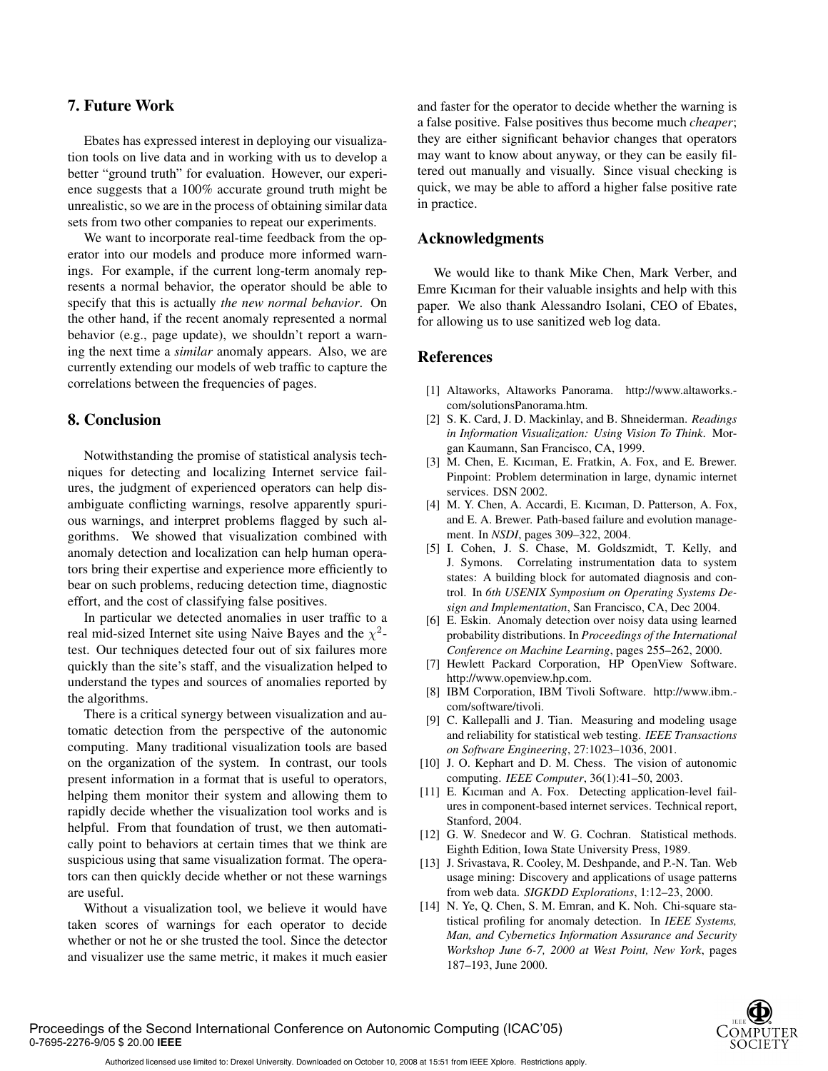## 7. Future Work

Ebates has expressed interest in deploying our visualization tools on live data and in working with us to develop a better "ground truth" for evaluation. However, our experience suggests that a 100% accurate ground truth might be unrealistic, so we are in the process of obtaining similar data sets from two other companies to repeat our experiments.

We want to incorporate real-time feedback from the operator into our models and produce more informed warnings. For example, if the current long-term anomaly represents a normal behavior, the operator should be able to specify that this is actually *the new normal behavior*. On the other hand, if the recent anomaly represented a normal behavior (e.g., page update), we shouldn't report a warning the next time a *similar* anomaly appears. Also, we are currently extending our models of web traffic to capture the correlations between the frequencies of pages.

## 8. Conclusion

Notwithstanding the promise of statistical analysis techniques for detecting and localizing Internet service failures, the judgment of experienced operators can help disambiguate conflicting warnings, resolve apparently spurious warnings, and interpret problems flagged by such algorithms. We showed that visualization combined with anomaly detection and localization can help human operators bring their expertise and experience more efficiently to bear on such problems, reducing detection time, diagnostic effort, and the cost of classifying false positives.

In particular we detected anomalies in user traffic to a real mid-sized Internet site using Naive Bayes and the $\chi^2$-test. Our techniques detected four out of six failures more quickly than the site's staff, and the visualization helped to understand the types and sources of anomalies reported by the algorithms.

There is a critical synergy between visualization and automatic detection from the perspective of the autonomic computing. Many traditional visualization tools are based on the organization of the system. In contrast, our tools present information in a format that is useful to operators, helping them monitor their system and allowing them to rapidly decide whether the visualization tool works and is helpful. From that foundation of trust, we then automatically point to behaviors at certain times that we think are suspicious using that same visualization format. The operators can then quickly decide whether or not these warnings are useful.

Without a visualization tool, we believe it would have taken scores of warnings for each operator to decide whether or not he or she trusted the tool. Since the detector and visualizer use the same metric, it makes it much easier and faster for the operator to decide whether the warning is a false positive. False positives thus become much *cheaper*; they are either significant behavior changes that operators may want to know about anyway, or they can be easily filtered out manually and visually. Since visual checking is quick, we may be able to afford a higher false positive rate in practice.

## Acknowledgments

We would like to thank Mike Chen, Mark Verber, and Emre Kıcıman for their valuable insights and help with this paper. We also thank Alessandro Isolani, CEO of Ebates, for allowing us to use sanitized web log data.

## References

[1] Altaworks, Altaworks Panorama. http://www.altaworks.-com/solutionsPanorama.htm.

[2] S. K. Card, J. D. Mackinlay, and B. Shneiderman. *Readings in Information Visualization: Using Vision To Think*. Morgan Kaumann, San Francisco, CA, 1999.

[3] M. Chen, E. Kıcıman, E. Fratkin, A. Fox, and E. Brewer. Pinpoint: Problem determination in large, dynamic internet services. DSN 2002.

[4] M. Y. Chen, A. Accardi, E. Kıcıman, D. Patterson, A. Fox, and E. A. Brewer. Path-based failure and evolution management. In *NSDI*, pages 309–322, 2004.

[5] I. Cohen, J. S. Chase, M. Goldszmidt, T. Kelly, and J. Symons. Correlating instrumentation data to system states: A building block for automated diagnosis and control. In *6th USENIX Symposium on Operating Systems Design and Implementation*, San Francisco, CA, Dec 2004.

[6] E. Eskin. Anomaly detection over noisy data using learned probability distributions. In *Proceedings of the International Conference on Machine Learning*, pages 255–262, 2000.

[7] Hewlett Packard Corporation, HP OpenView Software. http://www.openview.hp.com.

[8] IBM Corporation, IBM Tivoli Software. http://www.ibm.-com/software/tivoli.

[9] C. Kallepalli and J. Tian. Measuring and modeling usage and reliability for statistical web testing. *IEEE Transactions on Software Engineering*, 27:1023–1036, 2001.

[10] J. O. Kephart and D. M. Chess. The vision of autonomic computing. *IEEE Computer*, 36(1):41–50, 2003.

[11] E. Kıcıman and A. Fox. Detecting application-level failures in component-based internet services. Technical report, Stanford, 2004.

[12] G. W. Snedecor and W. G. Cochran. Statistical methods. Eighth Edition, Iowa State University Press, 1989.

[13] J. Srivastava, R. Cooley, M. Deshpande, and P.-N. Tan. Web usage mining: Discovery and applications of usage patterns from web data. *SIGKDD Explorations*, 1:12–23, 2000.

[14] N. Ye, Q. Chen, S. M. Emran, and K. Noh. Chi-square statistical profiling for anomaly detection. In *IEEE Systems, Man, and Cybernetics Information Assurance and Security Workshop June 6-7, 2000 at West Point, New York*, pages 187–193, June 2000.